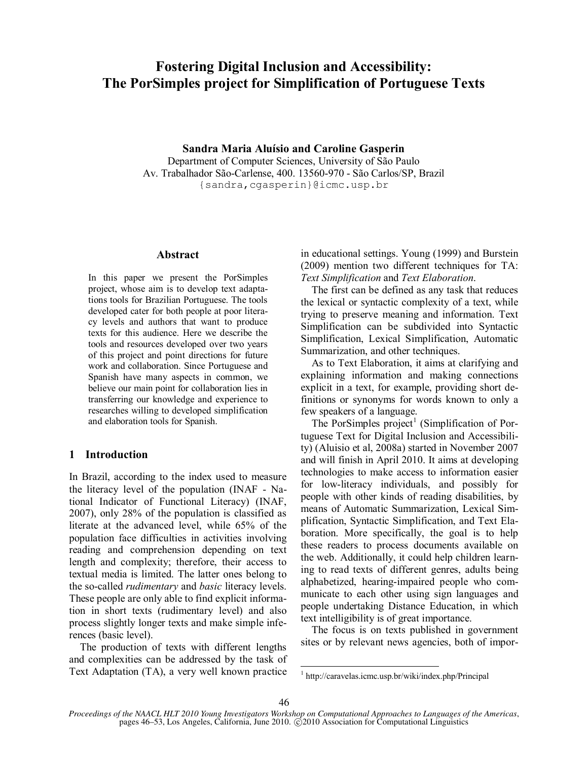# Fostering Digital Inclusion and Accessibility: The PorSimples project for Simplification of Portuguese Texts

**Sandra Maria Aluísio and Caroline Gasperin**

Department of Computer Sciences, University of São Paulo
Av. Trabalhador São-Carlense, 400. 13560-970 - São Carlos/SP, Brazil
{sandra,cgasperin}@icmc.usp.br

## Abstract

In this paper we present the PorSimples project, whose aim is to develop text adaptations tools for Brazilian Portuguese. The tools developed cater for both people at poor literacy levels and authors that want to produce texts for this audience. Here we describe the tools and resources developed over two years of this project and point directions for future work and collaboration. Since Portuguese and Spanish have many aspects in common, we believe our main point for collaboration lies in transferring our knowledge and experience to researches willing to developed simplification and elaboration tools for Spanish.

## 1 Introduction

In Brazil, according to the index used to measure the literacy level of the population (INAF - National Indicator of Functional Literacy) (INAF, 2007), only 28% of the population is classified as literate at the advanced level, while 65% of the population face difficulties in activities involving reading and comprehension depending on text length and complexity; therefore, their access to textual media is limited. The latter ones belong to the so-called *rudimentary* and *basic* literacy levels. These people are only able to find explicit information in short texts (rudimentary level) and also process slightly longer texts and make simple inferences (basic level).

The production of texts with different lengths and complexities can be addressed by the task of Text Adaptation (TA), a very well known practice in educational settings. Young (1999) and Burstein (2009) mention two different techniques for TA: *Text Simplification* and *Text Elaboration*.

The first can be defined as any task that reduces the lexical or syntactic complexity of a text, while trying to preserve meaning and information. Text Simplification can be subdivided into Syntactic Simplification, Lexical Simplification, Automatic Summarization, and other techniques.

As to Text Elaboration, it aims at clarifying and explaining information and making connections explicit in a text, for example, providing short definitions or synonyms for words known to only a few speakers of a language.

The PorSimples project[1] (Simplification of Portuguese Text for Digital Inclusion and Accessibility) (Aluisio et al, 2008a) started in November 2007 and will finish in April 2010. It aims at developing technologies to make access to information easier for low-literacy individuals, and possibly for people with other kinds of reading disabilities, by means of Automatic Summarization, Lexical Simplification, Syntactic Simplification, and Text Elaboration. More specifically, the goal is to help these readers to process documents available on the web. Additionally, it could help children learning to read texts of different genres, adults being alphabetized, hearing-impaired people who communicate to each other using sign languages and people undertaking Distance Education, in which text intelligibility is of great importance.

The focus is on texts published in government sites or by relevant news agencies, both of impor-

[1] http://caravelas.icmc.usp.br/wiki/index.php/Principal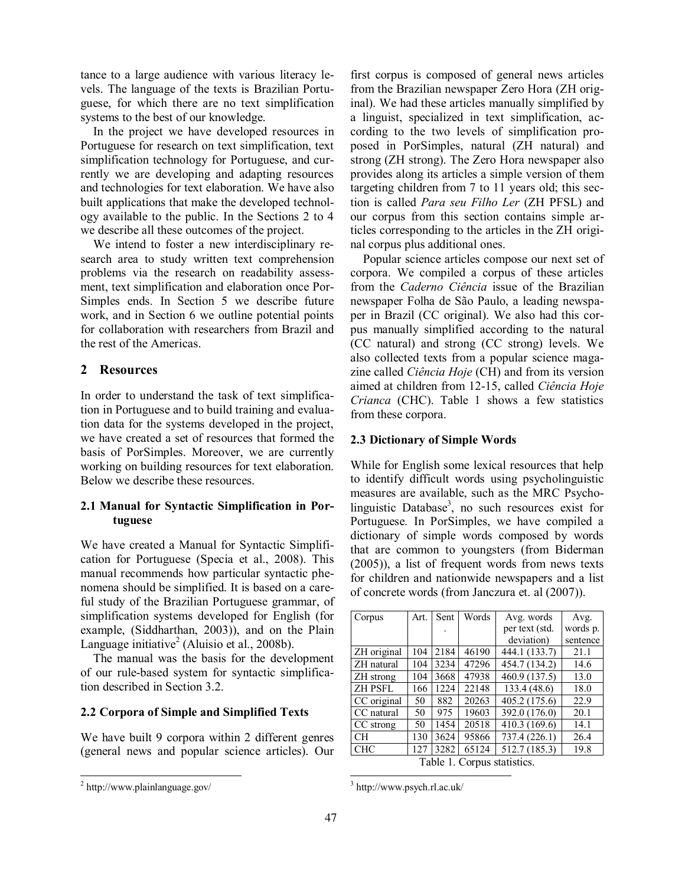tance to a large audience with various literacy levels. The language of the texts is Brazilian Portuguese, for which there are no text simplification systems to the best of our knowledge.

In the project we have developed resources in Portuguese for research on text simplification, text simplification technology for Portuguese, and currently we are developing and adapting resources and technologies for text elaboration. We have also built applications that make the developed technology available to the public. In the Sections 2 to 4 we describe all these outcomes of the project.

We intend to foster a new interdisciplinary research area to study written text comprehension problems via the research on readability assessment, text simplification and elaboration once PorSimples ends. In Section 5 we describe future work, and in Section 6 we outline potential points for collaboration with researchers from Brazil and the rest of the Americas.

## 2 Resources

In order to understand the task of text simplification in Portuguese and to build training and evaluation data for the systems developed in the project, we have created a set of resources that formed the basis of PorSimples. Moreover, we are currently working on building resources for text elaboration. Below we describe these resources.

### 2.1 Manual for Syntactic Simplification in Portuguese

We have created a Manual for Syntactic Simplification for Portuguese (Specia et al., 2008). This manual recommends how particular syntactic phenomena should be simplified. It is based on a careful study of the Brazilian Portuguese grammar, of simplification systems developed for English (for example, (Siddharthan, 2003)), and on the Plain Language initiative[2] (Aluisio et al., 2008b).

The manual was the basis for the development of our rule-based system for syntactic simplification described in Section 3.2.

### 2.2 Corpora of Simple and Simplified Texts

We have built 9 corpora within 2 different genres (general news and popular science articles). Our first corpus is composed of general news articles from the Brazilian newspaper Zero Hora (ZH original). We had these articles manually simplified by a linguist, specialized in text simplification, according to the two levels of simplification proposed in PorSimples, natural (ZH natural) and strong (ZH strong). The Zero Hora newspaper also provides along its articles a simple version of them targeting children from 7 to 11 years old; this section is called *Para seu Filho Ler* (ZH PFSL) and our corpus from this section contains simple articles corresponding to the articles in the ZH original corpus plus additional ones.

Popular science articles compose our next set of corpora. We compiled a corpus of these articles from the *Caderno Ciência* issue of the Brazilian newspaper Folha de São Paulo, a leading newspaper in Brazil (CC original). We also had this corpus manually simplified according to the natural (CC natural) and strong (CC strong) levels. We also collected texts from a popular science magazine called *Ciência Hoje* (CH) and from its version aimed at children from 12-15, called *Ciência Hoje Crianca* (CHC). Table 1 shows a few statistics from these corpora.

### 2.3 Dictionary of Simple Words

While for English some lexical resources that help to identify difficult words using psycholinguistic measures are available, such as the MRC Psycholinguistic Database[3], no such resources exist for Portuguese. In PorSimples, we have compiled a dictionary of simple words composed by words that are common to youngsters (from Biderman (2005)), a list of frequent words from news texts for children and nationwide newspapers and a list of concrete words (from Janczura et. al (2007)).

| Corpus | Art. | Sent. | Words | Avg. words per text (std. deviation) | Avg. words p. sentence |
|---|---|---|---|---|---|
| ZH original | 104 | 2184 | 46190 | 444.1 (133.7) | 21.1 |
| ZH natural | 104 | 3234 | 47296 | 454.7 (134.2) | 14.6 |
| ZH strong | 104 | 3668 | 47938 | 460.9 (137.5) | 13.0 |
| ZH PSFL | 166 | 1224 | 22148 | 133.4 (48.6) | 18.0 |
| CC original | 50 | 882 | 20263 | 405.2 (175.6) | 22.9 |
| CC natural | 50 | 975 | 19603 | 392.0 (176.0) | 20.1 |
| CC strong | 50 | 1454 | 20518 | 410.3 (169.6) | 14.1 |
| CH | 130 | 3624 | 95866 | 737.4 (226.1) | 26.4 |
| CHC | 127 | 3282 | 65124 | 512.7 (185.3) | 19.8 |

Table 1. Corpus statistics.

[2] http://www.plainlanguage.gov/

[3] http://www.psych.rl.ac.uk/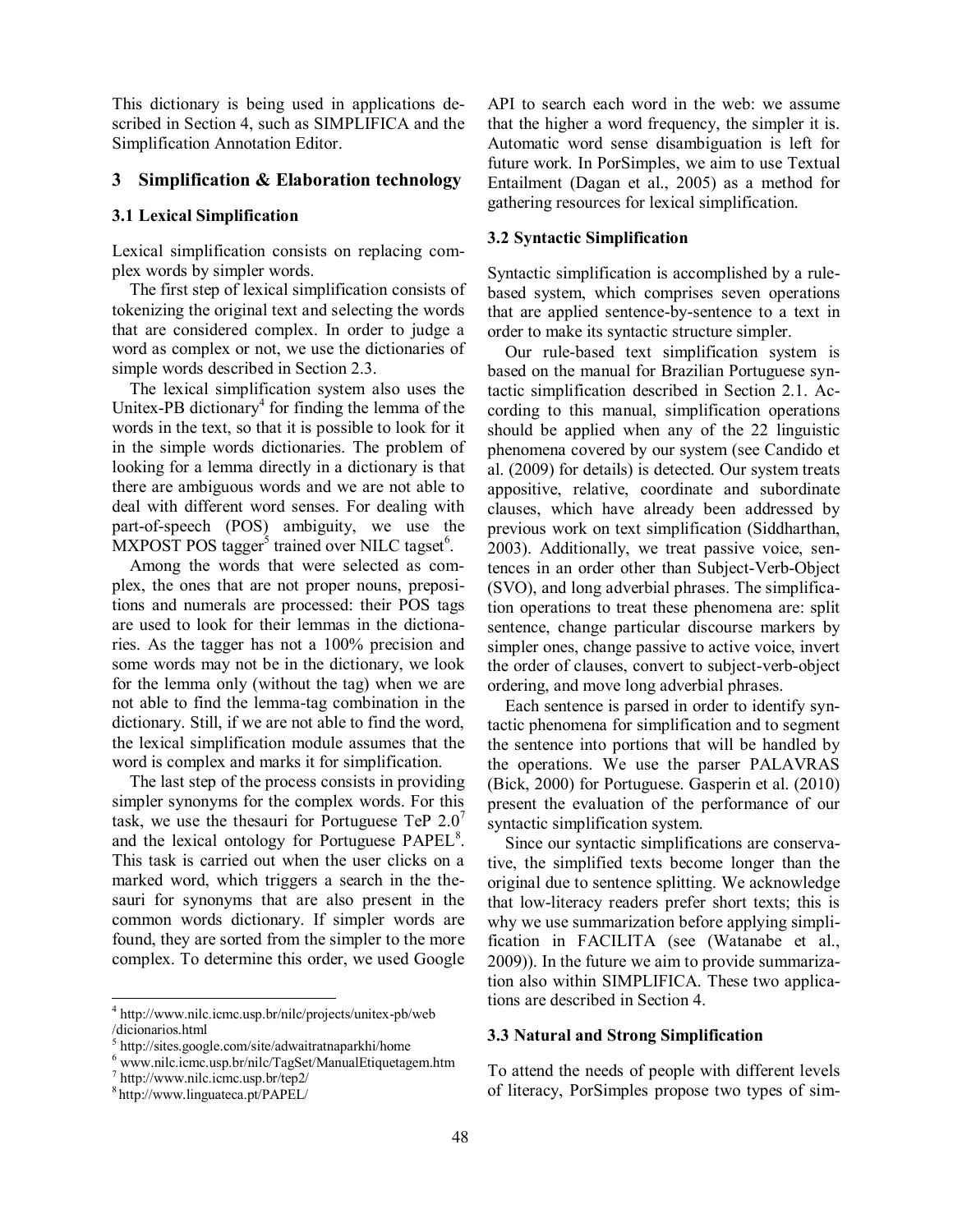This dictionary is being used in applications described in Section 4, such as SIMPLIFICA and the Simplification Annotation Editor.

## 3 Simplification & Elaboration technology

### 3.1 Lexical Simplification

Lexical simplification consists on replacing complex words by simpler words.

The first step of lexical simplification consists of tokenizing the original text and selecting the words that are considered complex. In order to judge a word as complex or not, we use the dictionaries of simple words described in Section 2.3.

The lexical simplification system also uses the Unitex-PB dictionary[4] for finding the lemma of the words in the text, so that it is possible to look for it in the simple words dictionaries. The problem of looking for a lemma directly in a dictionary is that there are ambiguous words and we are not able to deal with different word senses. For dealing with part-of-speech (POS) ambiguity, we use the MXPOST POS tagger[5] trained over NILC tagset[6].

Among the words that were selected as complex, the ones that are not proper nouns, prepositions and numerals are processed: their POS tags are used to look for their lemmas in the dictionaries. As the tagger has not a 100% precision and some words may not be in the dictionary, we look for the lemma only (without the tag) when we are not able to find the lemma-tag combination in the dictionary. Still, if we are not able to find the word, the lexical simplification module assumes that the word is complex and marks it for simplification.

The last step of the process consists in providing simpler synonyms for the complex words. For this task, we use the thesauri for Portuguese TeP 2.0[7] and the lexical ontology for Portuguese PAPEL[8]. This task is carried out when the user clicks on a marked word, which triggers a search in the thesauri for synonyms that are also present in the common words dictionary. If simpler words are found, they are sorted from the simpler to the more complex. To determine this order, we used Google API to search each word in the web: we assume that the higher a word frequency, the simpler it is. Automatic word sense disambiguation is left for future work. In PorSimples, we aim to use Textual Entailment (Dagan et al., 2005) as a method for gathering resources for lexical simplification.

### 3.2 Syntactic Simplification

Syntactic simplification is accomplished by a rule-based system, which comprises seven operations that are applied sentence-by-sentence to a text in order to make its syntactic structure simpler.

Our rule-based text simplification system is based on the manual for Brazilian Portuguese syntactic simplification described in Section 2.1. According to this manual, simplification operations should be applied when any of the 22 linguistic phenomena covered by our system (see Candido et al. (2009) for details) is detected. Our system treats appositive, relative, coordinate and subordinate clauses, which have already been addressed by previous work on text simplification (Siddharthan, 2003). Additionally, we treat passive voice, sentences in an order other than Subject-Verb-Object (SVO), and long adverbial phrases. The simplification operations to treat these phenomena are: split sentence, change particular discourse markers by simpler ones, change passive to active voice, invert the order of clauses, convert to subject-verb-object ordering, and move long adverbial phrases.

Each sentence is parsed in order to identify syntactic phenomena for simplification and to segment the sentence into portions that will be handled by the operations. We use the parser PALAVRAS (Bick, 2000) for Portuguese. Gasperin et al. (2010) present the evaluation of the performance of our syntactic simplification system.

Since our syntactic simplifications are conservative, the simplified texts become longer than the original due to sentence splitting. We acknowledge that low-literacy readers prefer short texts; this is why we use summarization before applying simplification in FACILITA (see (Watanabe et al., 2009)). In the future we aim to provide summarization also within SIMPLIFICA. These two applications are described in Section 4.

### 3.3 Natural and Strong Simplification

To attend the needs of people with different levels of literacy, PorSimples propose two types of sim-

---

[4] http://www.nilc.icmc.usp.br/nilc/projects/unitex-pb/web/dicionarios.html

[5] http://sites.google.com/site/adwaitratnaparkhi/home

[6] www.nilc.icmc.usp.br/nilc/TagSet/ManualEtiquetagem.htm

[7] http://www.nilc.icmc.usp.br/tep2/

[8] http://www.linguateca.pt/PAPEL/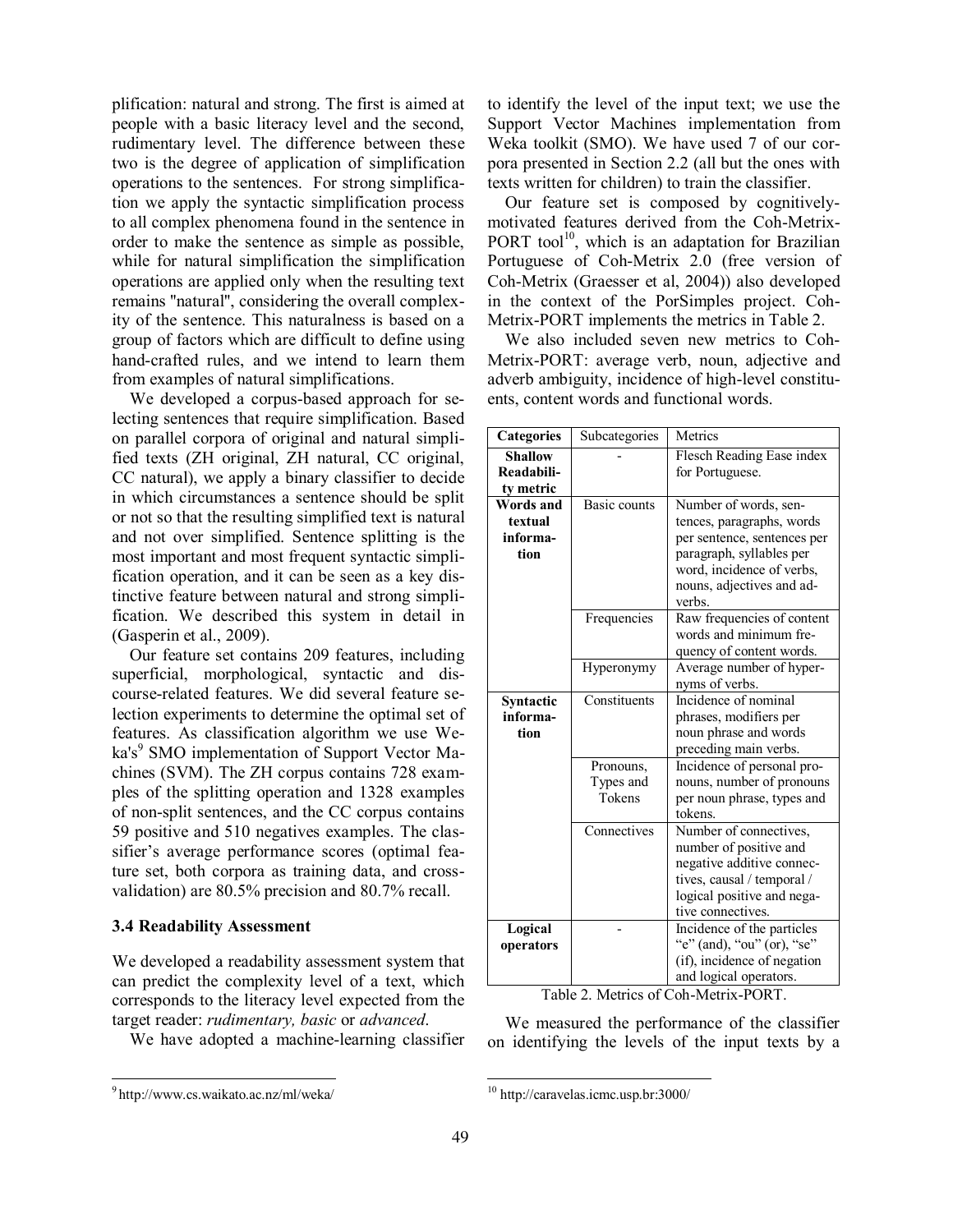plification: natural and strong. The first is aimed at people with a basic literacy level and the second, rudimentary level. The difference between these two is the degree of application of simplification operations to the sentences. For strong simplification we apply the syntactic simplification process to all complex phenomena found in the sentence in order to make the sentence as simple as possible, while for natural simplification the simplification operations are applied only when the resulting text remains "natural", considering the overall complexity of the sentence. This naturalness is based on a group of factors which are difficult to define using hand-crafted rules, and we intend to learn them from examples of natural simplifications.

We developed a corpus-based approach for selecting sentences that require simplification. Based on parallel corpora of original and natural simplified texts (ZH original, ZH natural, CC original, CC natural), we apply a binary classifier to decide in which circumstances a sentence should be split or not so that the resulting simplified text is natural and not over simplified. Sentence splitting is the most important and most frequent syntactic simplification operation, and it can be seen as a key distinctive feature between natural and strong simplification. We described this system in detail in (Gasperin et al., 2009).

Our feature set contains 209 features, including superficial, morphological, syntactic and discourse-related features. We did several feature selection experiments to determine the optimal set of features. As classification algorithm we use Weka's[9] SMO implementation of Support Vector Machines (SVM). The ZH corpus contains 728 examples of the splitting operation and 1328 examples of non-split sentences, and the CC corpus contains 59 positive and 510 negatives examples. The classifier's average performance scores (optimal feature set, both corpora as training data, and cross-validation) are 80.5% precision and 80.7% recall.

### 3.4 Readability Assessment

We developed a readability assessment system that can predict the complexity level of a text, which corresponds to the literacy level expected from the target reader: *rudimentary, basic* or *advanced*.

We have adopted a machine-learning classifier to identify the level of the input text; we use the Support Vector Machines implementation from Weka toolkit (SMO). We have used 7 of our corpora presented in Section 2.2 (all but the ones with texts written for children) to train the classifier.

Our feature set is composed by cognitively-motivated features derived from the Coh-Metrix-PORT tool[10], which is an adaptation for Brazilian Portuguese of Coh-Metrix 2.0 (free version of Coh-Metrix (Graesser et al, 2004)) also developed in the context of the PorSimples project. Coh-Metrix-PORT implements the metrics in Table 2.

We also included seven new metrics to Coh-Metrix-PORT: average verb, noun, adjective and adverb ambiguity, incidence of high-level constituents, content words and functional words.

| **Categories** | Subcategories | Metrics |
|---|---|---|
| **Shallow Readability metric** | - | Flesch Reading Ease index for Portuguese. |
| **Words and textual information** | Basic counts | Number of words, sentences, paragraphs, words per sentence, sentences per paragraph, syllables per word, incidence of verbs, nouns, adjectives and adverbs. |
| | Frequencies | Raw frequencies of content words and minimum frequency of content words. |
| | Hyperonymy | Average number of hypernyms of verbs. |
| **Syntactic information** | Constituents | Incidence of nominal phrases, modifiers per noun phrase and words preceding main verbs. |
| | Pronouns, Types and Tokens | Incidence of personal pronouns, number of pronouns per noun phrase, types and tokens. |
| | Connectives | Number of connectives, number of positive and negative additive connectives, causal / temporal / logical positive and negative connectives. |
| **Logical operators** | - | Incidence of the particles "e" (and), "ou" (or), "se" (if), incidence of negation and logical operators. |

Table 2. Metrics of Coh-Metrix-PORT.

We measured the performance of the classifier on identifying the levels of the input texts by a

[9] http://www.cs.waikato.ac.nz/ml/weka/

[10] http://caravelas.icmc.usp.br:3000/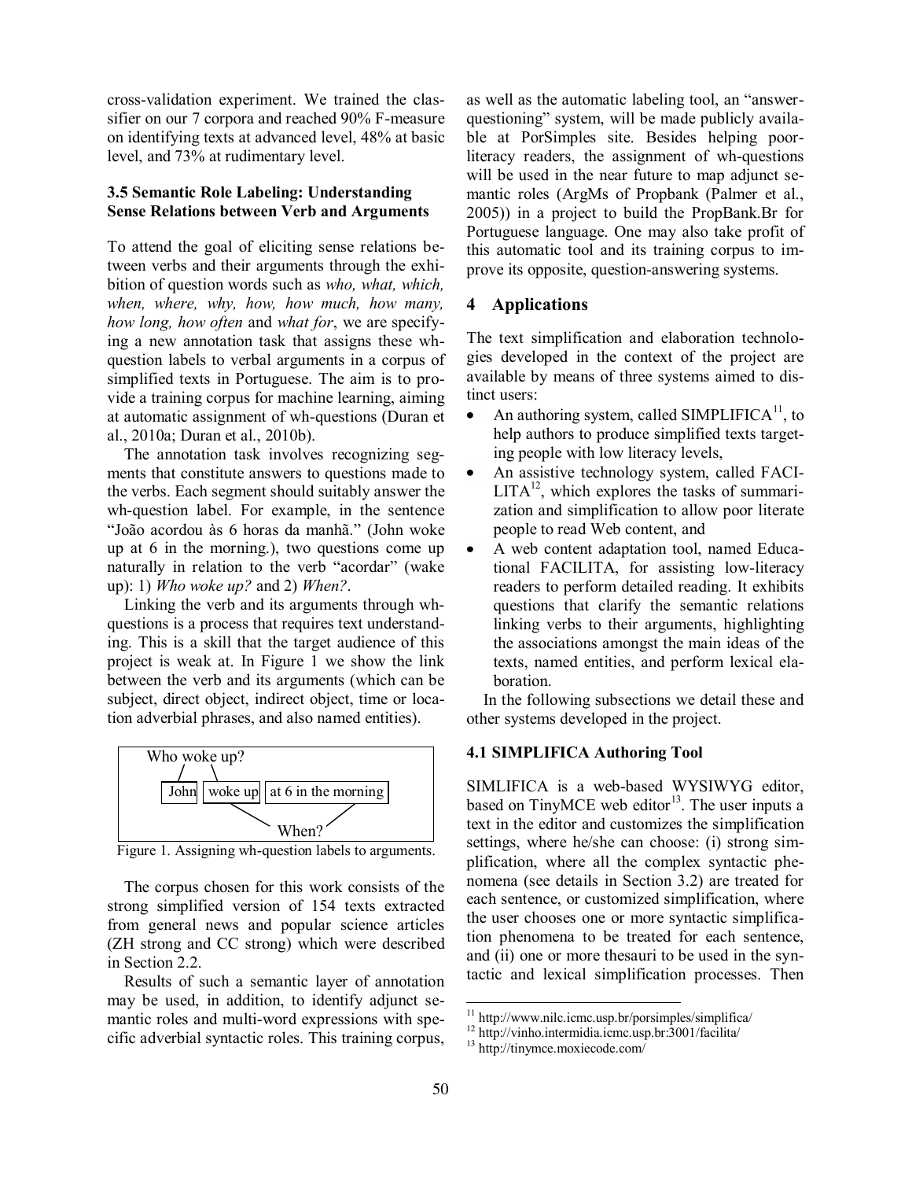cross-validation experiment. We trained the classifier on our 7 corpora and reached 90% F-measure on identifying texts at advanced level, 48% at basic level, and 73% at rudimentary level.

### 3.5 Semantic Role Labeling: Understanding Sense Relations between Verb and Arguments

To attend the goal of eliciting sense relations between verbs and their arguments through the exhibition of question words such as *who, what, which, when, where, why, how, how much, how many, how long, how often* and *what for*, we are specifying a new annotation task that assigns these wh-question labels to verbal arguments in a corpus of simplified texts in Portuguese. The aim is to provide a training corpus for machine learning, aiming at automatic assignment of wh-questions (Duran et al., 2010a; Duran et al., 2010b).

The annotation task involves recognizing segments that constitute answers to questions made to the verbs. Each segment should suitably answer the wh-question label. For example, in the sentence "João acordou às 6 horas da manhã." (John woke up at 6 in the morning.), two questions come up naturally in relation to the verb "acordar" (wake up): 1) *Who woke up?* and 2) *When?*.

Linking the verb and its arguments through wh-questions is a process that requires text understanding. This is a skill that the target audience of this project is weak at. In Figure 1 we show the link between the verb and its arguments (which can be subject, direct object, indirect object, time or location adverbial phrases, and also named entities).

Who woke up? | John | woke up | at 6 in the morning | When?

Figure 1. Assigning wh-question labels to arguments.

The corpus chosen for this work consists of the strong simplified version of 154 texts extracted from general news and popular science articles (ZH strong and CC strong) which were described in Section 2.2.

Results of such a semantic layer of annotation may be used, in addition, to identify adjunct semantic roles and multi-word expressions with specific adverbial syntactic roles. This training corpus, as well as the automatic labeling tool, an "answer-questioning" system, will be made publicly available at PorSimples site. Besides helping poor-literacy readers, the assignment of wh-questions will be used in the near future to map adjunct semantic roles (ArgMs of Propbank (Palmer et al., 2005)) in a project to build the PropBank.Br for Portuguese language. One may also take profit of this automatic tool and its training corpus to improve its opposite, question-answering systems.

## 4 Applications

The text simplification and elaboration technologies developed in the context of the project are available by means of three systems aimed to distinct users:

- An authoring system, called SIMPLIFICA[11], to help authors to produce simplified texts targeting people with low literacy levels,
- An assistive technology system, called FACILITA[12], which explores the tasks of summarization and simplification to allow poor literate people to read Web content, and
- A web content adaptation tool, named Educational FACILITA, for assisting low-literacy readers to perform detailed reading. It exhibits questions that clarify the semantic relations linking verbs to their arguments, highlighting the associations amongst the main ideas of the texts, named entities, and perform lexical elaboration.

In the following subsections we detail these and other systems developed in the project.

### 4.1 SIMPLIFICA Authoring Tool

SIMLIFICA is a web-based WYSIWYG editor, based on TinyMCE web editor[13]. The user inputs a text in the editor and customizes the simplification settings, where he/she can choose: (i) strong simplification, where all the complex syntactic phenomena (see details in Section 3.2) are treated for each sentence, or customized simplification, where the user chooses one or more syntactic simplification phenomena to be treated for each sentence, and (ii) one or more thesauri to be used in the syntactic and lexical simplification processes. Then

[11] http://www.nilc.icmc.usp.br/porsimples/simplifica/

[12] http://vinho.intermidia.icmc.usp.br:3001/facilita/

[13] http://tinymce.moxiecode.com/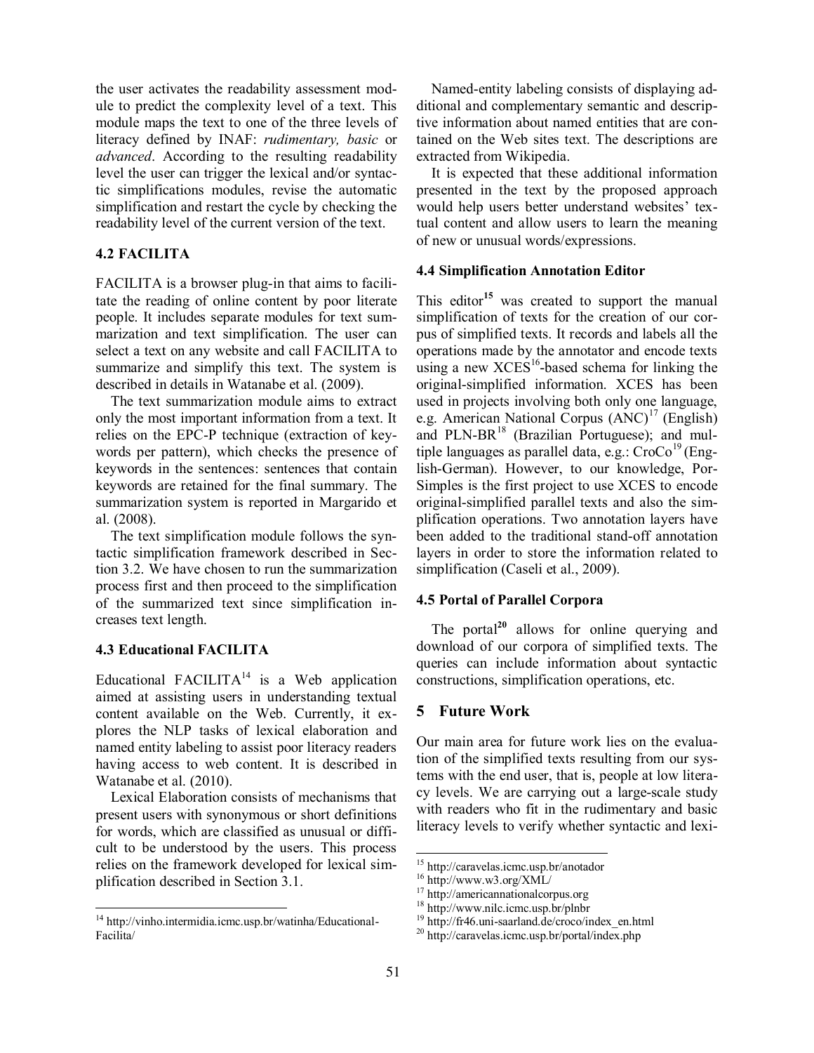the user activates the readability assessment module to predict the complexity level of a text. This module maps the text to one of the three levels of literacy defined by INAF: *rudimentary, basic* or *advanced*. According to the resulting readability level the user can trigger the lexical and/or syntactic simplifications modules, revise the automatic simplification and restart the cycle by checking the readability level of the current version of the text.

### 4.2 FACILITA

FACILITA is a browser plug-in that aims to facilitate the reading of online content by poor literate people. It includes separate modules for text summarization and text simplification. The user can select a text on any website and call FACILITA to summarize and simplify this text. The system is described in details in Watanabe et al. (2009).

The text summarization module aims to extract only the most important information from a text. It relies on the EPC-P technique (extraction of keywords per pattern), which checks the presence of keywords in the sentences: sentences that contain keywords are retained for the final summary. The summarization system is reported in Margarido et al. (2008).

The text simplification module follows the syntactic simplification framework described in Section 3.2. We have chosen to run the summarization process first and then proceed to the simplification of the summarized text since simplification increases text length.

### 4.3 Educational FACILITA

Educational FACILITA[14] is a Web application aimed at assisting users in understanding textual content available on the Web. Currently, it explores the NLP tasks of lexical elaboration and named entity labeling to assist poor literacy readers having access to web content. It is described in Watanabe et al. (2010).

Lexical Elaboration consists of mechanisms that present users with synonymous or short definitions for words, which are classified as unusual or difficult to be understood by the users. This process relies on the framework developed for lexical simplification described in Section 3.1.

Named-entity labeling consists of displaying additional and complementary semantic and descriptive information about named entities that are contained on the Web sites text. The descriptions are extracted from Wikipedia.

It is expected that these additional information presented in the text by the proposed approach would help users better understand websites' textual content and allow users to learn the meaning of new or unusual words/expressions.

### 4.4 Simplification Annotation Editor

This editor[15] was created to support the manual simplification of texts for the creation of our corpus of simplified texts. It records and labels all the operations made by the annotator and encode texts using a new XCES[16]-based schema for linking the original-simplified information. XCES has been used in projects involving both only one language, e.g. American National Corpus (ANC)[17] (English) and PLN-BR[18] (Brazilian Portuguese); and multiple languages as parallel data, e.g.: CroCo[19] (English-German). However, to our knowledge, PorSimples is the first project to use XCES to encode original-simplified parallel texts and also the simplification operations. Two annotation layers have been added to the traditional stand-off annotation layers in order to store the information related to simplification (Caseli et al., 2009).

### 4.5 Portal of Parallel Corpora

The portal[20] allows for online querying and download of our corpora of simplified texts. The queries can include information about syntactic constructions, simplification operations, etc.

## 5 Future Work

Our main area for future work lies on the evaluation of the simplified texts resulting from our systems with the end user, that is, people at low literacy levels. We are carrying out a large-scale study with readers who fit in the rudimentary and basic literacy levels to verify whether syntactic and lexi-

---

[14] http://vinho.intermidia.icmc.usp.br/watinha/Educational-Facilita/

[15] http://caravelas.icmc.usp.br/anotador

[16] http://www.w3.org/XML/

[17] http://americannationalcorpus.org

[18] http://www.nilc.icmc.usp.br/plnbr

[19] http://fr46.uni-saarland.de/croco/index_en.html

[20] http://caravelas.icmc.usp.br/portal/index.php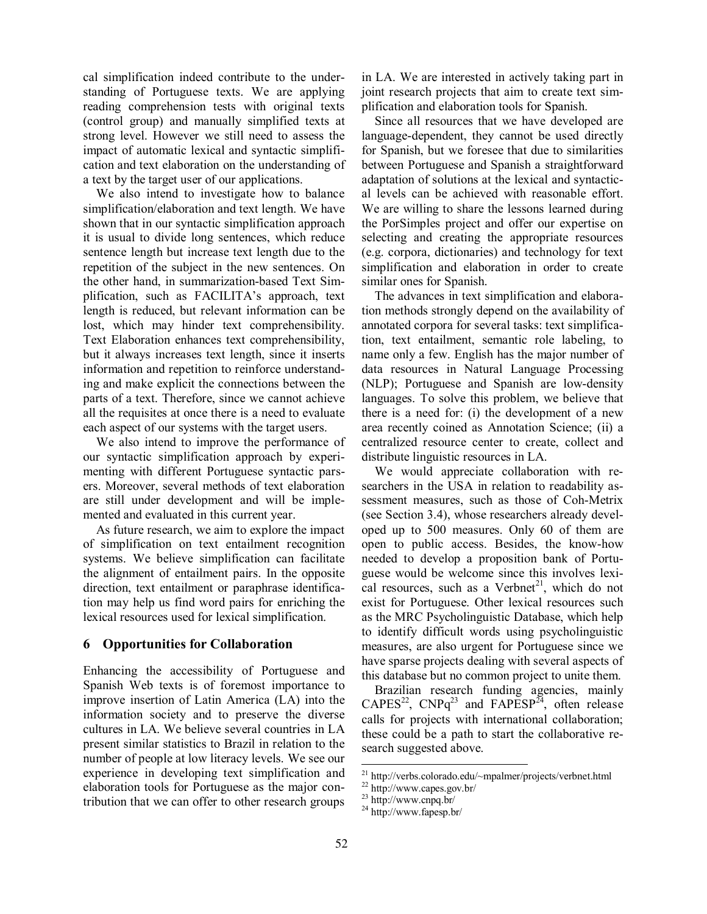cal simplification indeed contribute to the understanding of Portuguese texts. We are applying reading comprehension tests with original texts (control group) and manually simplified texts at strong level. However we still need to assess the impact of automatic lexical and syntactic simplification and text elaboration on the understanding of a text by the target user of our applications.

We also intend to investigate how to balance simplification/elaboration and text length. We have shown that in our syntactic simplification approach it is usual to divide long sentences, which reduce sentence length but increase text length due to the repetition of the subject in the new sentences. On the other hand, in summarization-based Text Simplification, such as FACILITA's approach, text length is reduced, but relevant information can be lost, which may hinder text comprehensibility. Text Elaboration enhances text comprehensibility, but it always increases text length, since it inserts information and repetition to reinforce understanding and make explicit the connections between the parts of a text. Therefore, since we cannot achieve all the requisites at once there is a need to evaluate each aspect of our systems with the target users.

We also intend to improve the performance of our syntactic simplification approach by experimenting with different Portuguese syntactic parsers. Moreover, several methods of text elaboration are still under development and will be implemented and evaluated in this current year.

As future research, we aim to explore the impact of simplification on text entailment recognition systems. We believe simplification can facilitate the alignment of entailment pairs. In the opposite direction, text entailment or paraphrase identification may help us find word pairs for enriching the lexical resources used for lexical simplification.

## 6 Opportunities for Collaboration

Enhancing the accessibility of Portuguese and Spanish Web texts is of foremost importance to improve insertion of Latin America (LA) into the information society and to preserve the diverse cultures in LA. We believe several countries in LA present similar statistics to Brazil in relation to the number of people at low literacy levels. We see our experience in developing text simplification and elaboration tools for Portuguese as the major contribution that we can offer to other research groups in LA. We are interested in actively taking part in joint research projects that aim to create text simplification and elaboration tools for Spanish.

Since all resources that we have developed are language-dependent, they cannot be used directly for Spanish, but we foresee that due to similarities between Portuguese and Spanish a straightforward adaptation of solutions at the lexical and syntactical levels can be achieved with reasonable effort. We are willing to share the lessons learned during the PorSimples project and offer our expertise on selecting and creating the appropriate resources (e.g. corpora, dictionaries) and technology for text simplification and elaboration in order to create similar ones for Spanish.

The advances in text simplification and elaboration methods strongly depend on the availability of annotated corpora for several tasks: text simplification, text entailment, semantic role labeling, to name only a few. English has the major number of data resources in Natural Language Processing (NLP); Portuguese and Spanish are low-density languages. To solve this problem, we believe that there is a need for: (i) the development of a new area recently coined as Annotation Science; (ii) a centralized resource center to create, collect and distribute linguistic resources in LA.

We would appreciate collaboration with researchers in the USA in relation to readability assessment measures, such as those of Coh-Metrix (see Section 3.4), whose researchers already developed up to 500 measures. Only 60 of them are open to public access. Besides, the know-how needed to develop a proposition bank of Portuguese would be welcome since this involves lexical resources, such as a Verbnet[21], which do not exist for Portuguese. Other lexical resources such as the MRC Psycholinguistic Database, which help to identify difficult words using psycholinguistic measures, are also urgent for Portuguese since we have sparse projects dealing with several aspects of this database but no common project to unite them.

Brazilian research funding agencies, mainly CAPES[22], CNPq[23] and FAPESP[24], often release calls for projects with international collaboration; these could be a path to start the collaborative research suggested above.

[21] http://verbs.colorado.edu/~mpalmer/projects/verbnet.html
[22] http://www.capes.gov.br/
[23] http://www.cnpq.br/
[24] http://www.fapesp.br/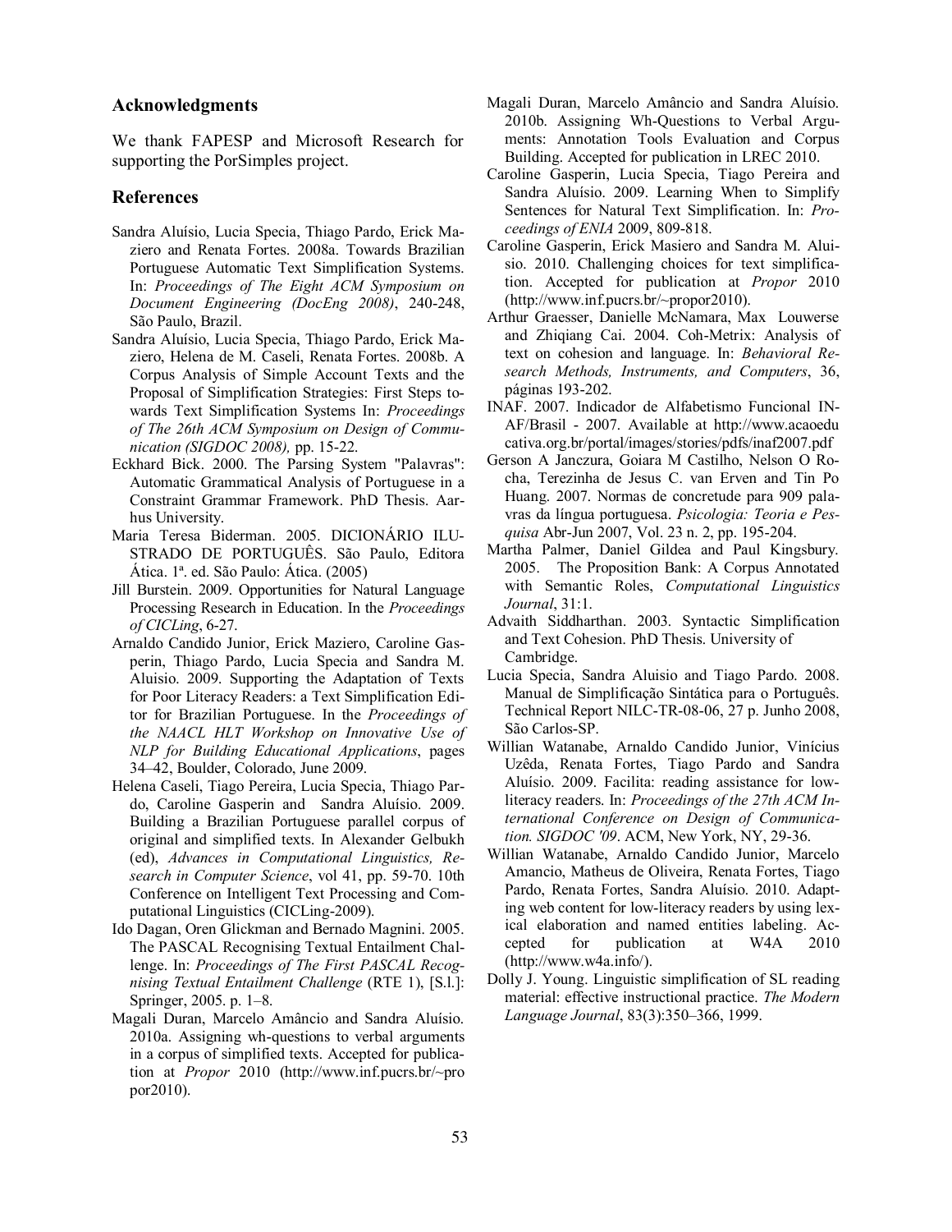## Acknowledgments

We thank FAPESP and Microsoft Research for supporting the PorSimples project.

## References

Sandra Aluísio, Lucia Specia, Thiago Pardo, Erick Maziero and Renata Fortes. 2008a. Towards Brazilian Portuguese Automatic Text Simplification Systems. In: *Proceedings of The Eight ACM Symposium on Document Engineering (DocEng 2008)*, 240-248, São Paulo, Brazil.

Sandra Aluísio, Lucia Specia, Thiago Pardo, Erick Maziero, Helena de M. Caseli, Renata Fortes. 2008b. A Corpus Analysis of Simple Account Texts and the Proposal of Simplification Strategies: First Steps towards Text Simplification Systems In: *Proceedings of The 26th ACM Symposium on Design of Communication (SIGDOC 2008),* pp. 15-22.

Eckhard Bick. 2000. The Parsing System "Palavras": Automatic Grammatical Analysis of Portuguese in a Constraint Grammar Framework. PhD Thesis. Aarhus University.

Maria Teresa Biderman. 2005. DICIONÁRIO ILUSTRADO DE PORTUGUÊS. São Paulo, Editora Ática. 1ª. ed. São Paulo: Ática. (2005)

Jill Burstein. 2009. Opportunities for Natural Language Processing Research in Education. In the *Proceedings of CICLing*, 6-27.

Arnaldo Candido Junior, Erick Maziero, Caroline Gasperin, Thiago Pardo, Lucia Specia and Sandra M. Aluisio. 2009. Supporting the Adaptation of Texts for Poor Literacy Readers: a Text Simplification Editor for Brazilian Portuguese. In the *Proceedings of the NAACL HLT Workshop on Innovative Use of NLP for Building Educational Applications*, pages 34–42, Boulder, Colorado, June 2009.

Helena Caseli, Tiago Pereira, Lucia Specia, Thiago Pardo, Caroline Gasperin and Sandra Aluísio. 2009. Building a Brazilian Portuguese parallel corpus of original and simplified texts. In Alexander Gelbukh (ed), *Advances in Computational Linguistics, Research in Computer Science*, vol 41, pp. 59-70. 10th Conference on Intelligent Text Processing and Computational Linguistics (CICLing-2009).

Ido Dagan, Oren Glickman and Bernado Magnini. 2005. The PASCAL Recognising Textual Entailment Challenge. In: *Proceedings of The First PASCAL Recognising Textual Entailment Challenge* (RTE 1), [S.l.]: Springer, 2005. p. 1–8.

Magali Duran, Marcelo Amâncio and Sandra Aluísio. 2010a. Assigning wh-questions to verbal arguments in a corpus of simplified texts. Accepted for publication at *Propor* 2010 (http://www.inf.pucrs.br/~propor2010).

Magali Duran, Marcelo Amâncio and Sandra Aluísio. 2010b. Assigning Wh-Questions to Verbal Arguments: Annotation Tools Evaluation and Corpus Building. Accepted for publication in LREC 2010.

Caroline Gasperin, Lucia Specia, Tiago Pereira and Sandra Aluísio. 2009. Learning When to Simplify Sentences for Natural Text Simplification. In: *Proceedings of ENIA* 2009, 809-818.

Caroline Gasperin, Erick Masiero and Sandra M. Aluisio. 2010. Challenging choices for text simplification. Accepted for publication at *Propor* 2010 (http://www.inf.pucrs.br/~propor2010).

Arthur Graesser, Danielle McNamara, Max Louwerse and Zhiqiang Cai. 2004. Coh-Metrix: Analysis of text on cohesion and language. In: *Behavioral Research Methods, Instruments, and Computers*, 36, páginas 193-202.

INAF. 2007. Indicador de Alfabetismo Funcional INAF/Brasil - 2007. Available at http://www.acaoeducativa.org.br/portal/images/stories/pdfs/inaf2007.pdf

Gerson A Janczura, Goiara M Castilho, Nelson O Rocha, Terezinha de Jesus C. van Erven and Tin Po Huang. 2007. Normas de concretude para 909 palavras da língua portuguesa. *Psicologia: Teoria e Pesquisa* Abr-Jun 2007, Vol. 23 n. 2, pp. 195-204.

Martha Palmer, Daniel Gildea and Paul Kingsbury. 2005. The Proposition Bank: A Corpus Annotated with Semantic Roles, *Computational Linguistics Journal*, 31:1.

Advaith Siddharthan. 2003. Syntactic Simplification and Text Cohesion. PhD Thesis. University of Cambridge.

Lucia Specia, Sandra Aluisio and Tiago Pardo. 2008. Manual de Simplificação Sintática para o Português. Technical Report NILC-TR-08-06, 27 p. Junho 2008, São Carlos-SP.

Willian Watanabe, Arnaldo Candido Junior, Vinícius Uzêda, Renata Fortes, Tiago Pardo and Sandra Aluísio. 2009. Facilita: reading assistance for low-literacy readers. In: *Proceedings of the 27th ACM International Conference on Design of Communication. SIGDOC '09*. ACM, New York, NY, 29-36.

Willian Watanabe, Arnaldo Candido Junior, Marcelo Amancio, Matheus de Oliveira, Renata Fortes, Tiago Pardo, Renata Fortes, Sandra Aluísio. 2010. Adapting web content for low-literacy readers by using lexical elaboration and named entities labeling. Accepted for publication at W4A 2010 (http://www.w4a.info/).

Dolly J. Young. Linguistic simplification of SL reading material: effective instructional practice. *The Modern Language Journal*, 83(3):350–366, 1999.